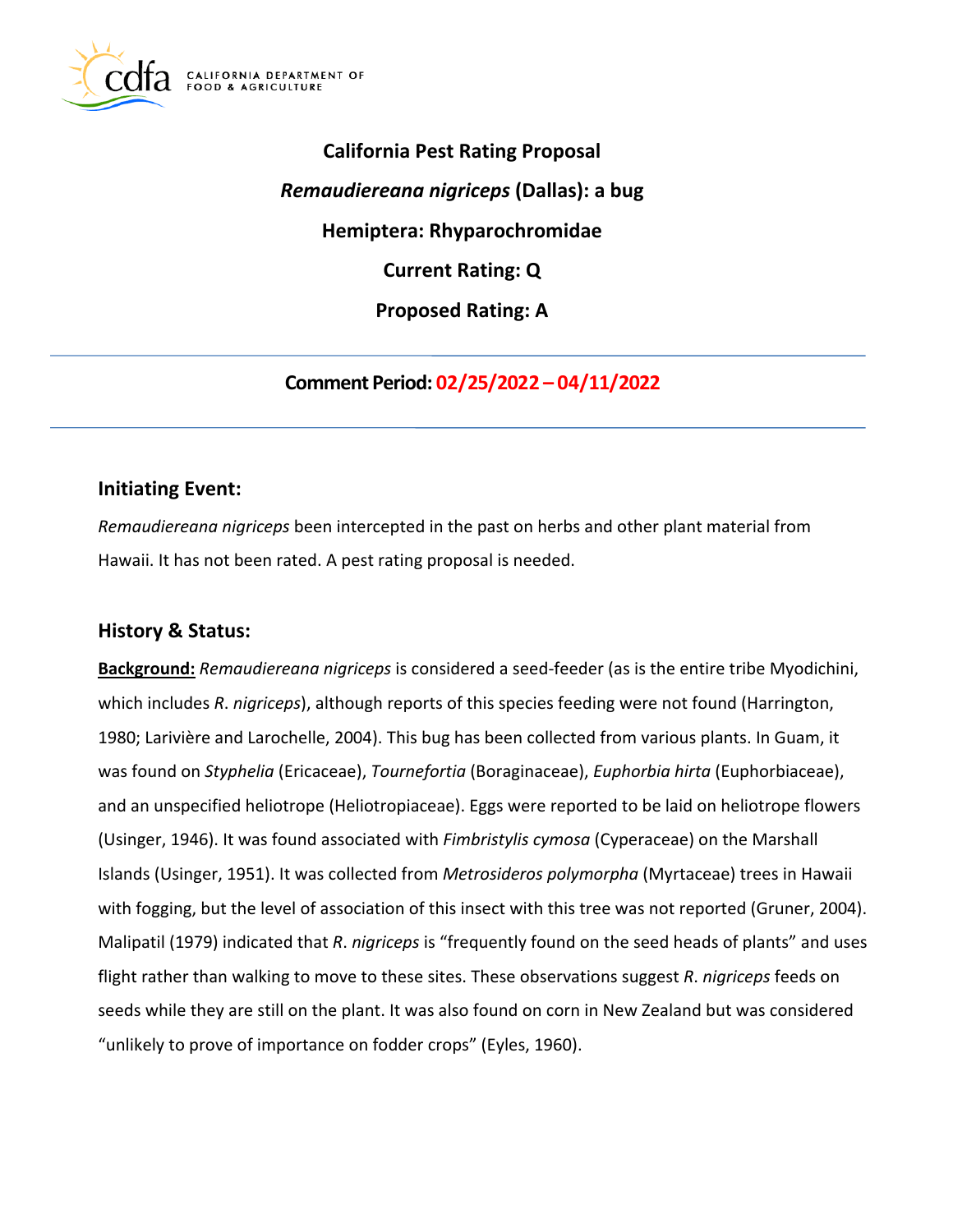# California Pest Rating Proposal

## *Remaudiereana nigriceps* (Dallas): a bug

## Hemiptera: Rhyparochromidae

## Current Rating: Q

## Proposed Rating: A

---

**Comment Period: 02/25/2022 – 04/11/2022**

---

## Initiating Event:

*Remaudiereana nigriceps* been intercepted in the past on herbs and other plant material from Hawaii. It has not been rated. A pest rating proposal is needed.

## History & Status:

**Background:** *Remaudiereana nigriceps* is considered a seed-feeder (as is the entire tribe Myodichini, which includes *R. nigriceps*), although reports of this species feeding were not found (Harrington, 1980; Larivière and Larochelle, 2004). This bug has been collected from various plants. In Guam, it was found on *Styphelia* (Ericaceae), *Tournefortia* (Boraginaceae), *Euphorbia hirta* (Euphorbiaceae), and an unspecified heliotrope (Heliotropiaceae). Eggs were reported to be laid on heliotrope flowers (Usinger, 1946). It was found associated with *Fimbristylis cymosa* (Cyperaceae) on the Marshall Islands (Usinger, 1951). It was collected from *Metrosideros polymorpha* (Myrtaceae) trees in Hawaii with fogging, but the level of association of this insect with this tree was not reported (Gruner, 2004). Malipatil (1979) indicated that *R. nigriceps* is "frequently found on the seed heads of plants" and uses flight rather than walking to move to these sites. These observations suggest *R. nigriceps* feeds on seeds while they are still on the plant. It was also found on corn in New Zealand but was considered "unlikely to prove of importance on fodder crops" (Eyles, 1960).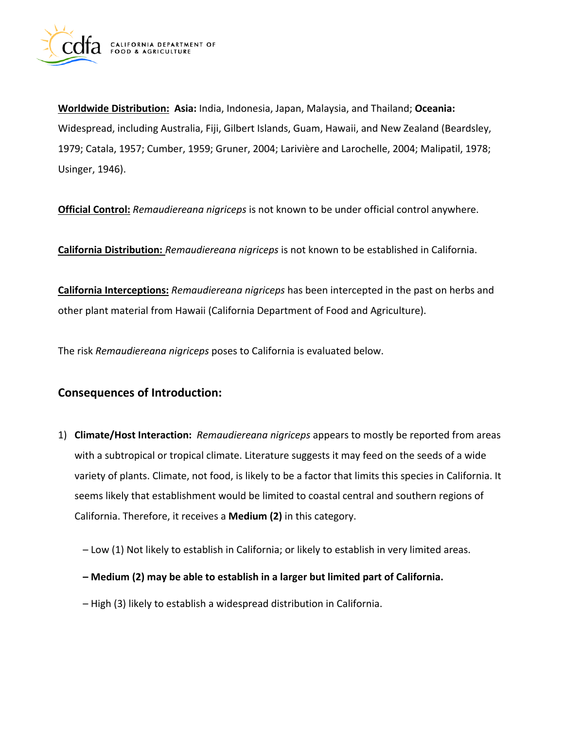**Worldwide Distribution:** **Asia:** India, Indonesia, Japan, Malaysia, and Thailand; **Oceania:** Widespread, including Australia, Fiji, Gilbert Islands, Guam, Hawaii, and New Zealand (Beardsley, 1979; Catala, 1957; Cumber, 1959; Gruner, 2004; Larivière and Larochelle, 2004; Malipatil, 1978; Usinger, 1946).

**Official Control:** *Remaudiereana nigriceps* is not known to be under official control anywhere.

**California Distribution:** *Remaudiereana nigriceps* is not known to be established in California.

**California Interceptions:** *Remaudiereana nigriceps* has been intercepted in the past on herbs and other plant material from Hawaii (California Department of Food and Agriculture).

The risk *Remaudiereana nigriceps* poses to California is evaluated below.

## Consequences of Introduction:

1) **Climate/Host Interaction:** *Remaudiereana nigriceps* appears to mostly be reported from areas with a subtropical or tropical climate. Literature suggests it may feed on the seeds of a wide variety of plants. Climate, not food, is likely to be a factor that limits this species in California. It seems likely that establishment would be limited to coastal central and southern regions of California. Therefore, it receives a **Medium (2)** in this category.

   – Low (1) Not likely to establish in California; or likely to establish in very limited areas.

   **– Medium (2) may be able to establish in a larger but limited part of California.**

   – High (3) likely to establish a widespread distribution in California.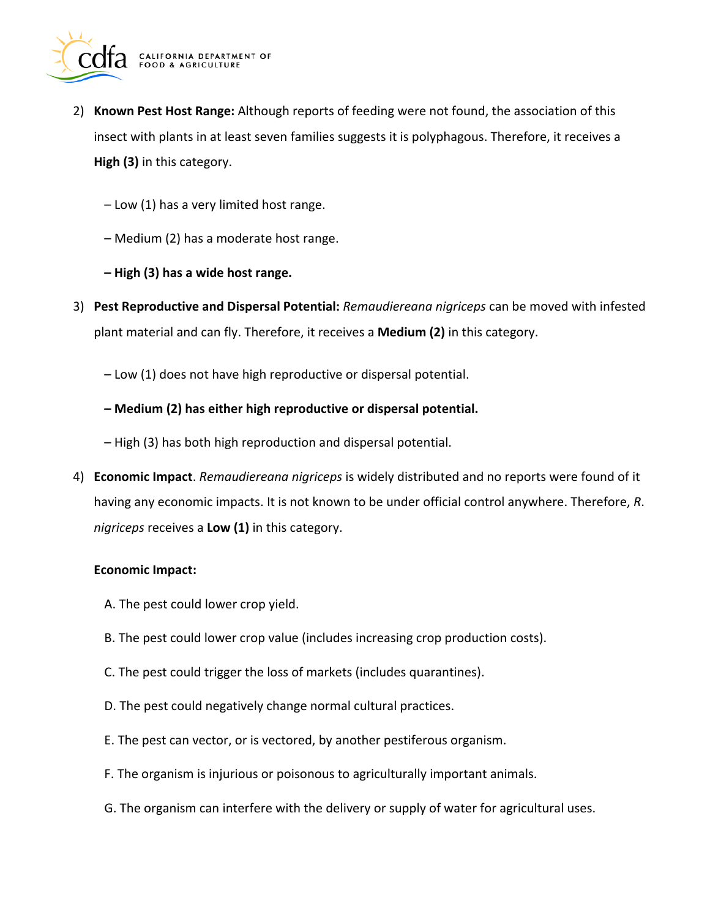2) **Known Pest Host Range:** Although reports of feeding were not found, the association of this insect with plants in at least seven families suggests it is polyphagous. Therefore, it receives a **High (3)** in this category.

   – Low (1) has a very limited host range.

   – Medium (2) has a moderate host range.

   **– High (3) has a wide host range.**

3) **Pest Reproductive and Dispersal Potential:** *Remaudiereana nigriceps* can be moved with infested plant material and can fly. Therefore, it receives a **Medium (2)** in this category.

   – Low (1) does not have high reproductive or dispersal potential.

   **– Medium (2) has either high reproductive or dispersal potential.**

   – High (3) has both high reproduction and dispersal potential.

4) **Economic Impact**. *Remaudiereana nigriceps* is widely distributed and no reports were found of it having any economic impacts. It is not known to be under official control anywhere. Therefore, *R. nigriceps* receives a **Low (1)** in this category.

   **Economic Impact:**

   A. The pest could lower crop yield.

   B. The pest could lower crop value (includes increasing crop production costs).

   C. The pest could trigger the loss of markets (includes quarantines).

   D. The pest could negatively change normal cultural practices.

   E. The pest can vector, or is vectored, by another pestiferous organism.

   F. The organism is injurious or poisonous to agriculturally important animals.

   G. The organism can interfere with the delivery or supply of water for agricultural uses.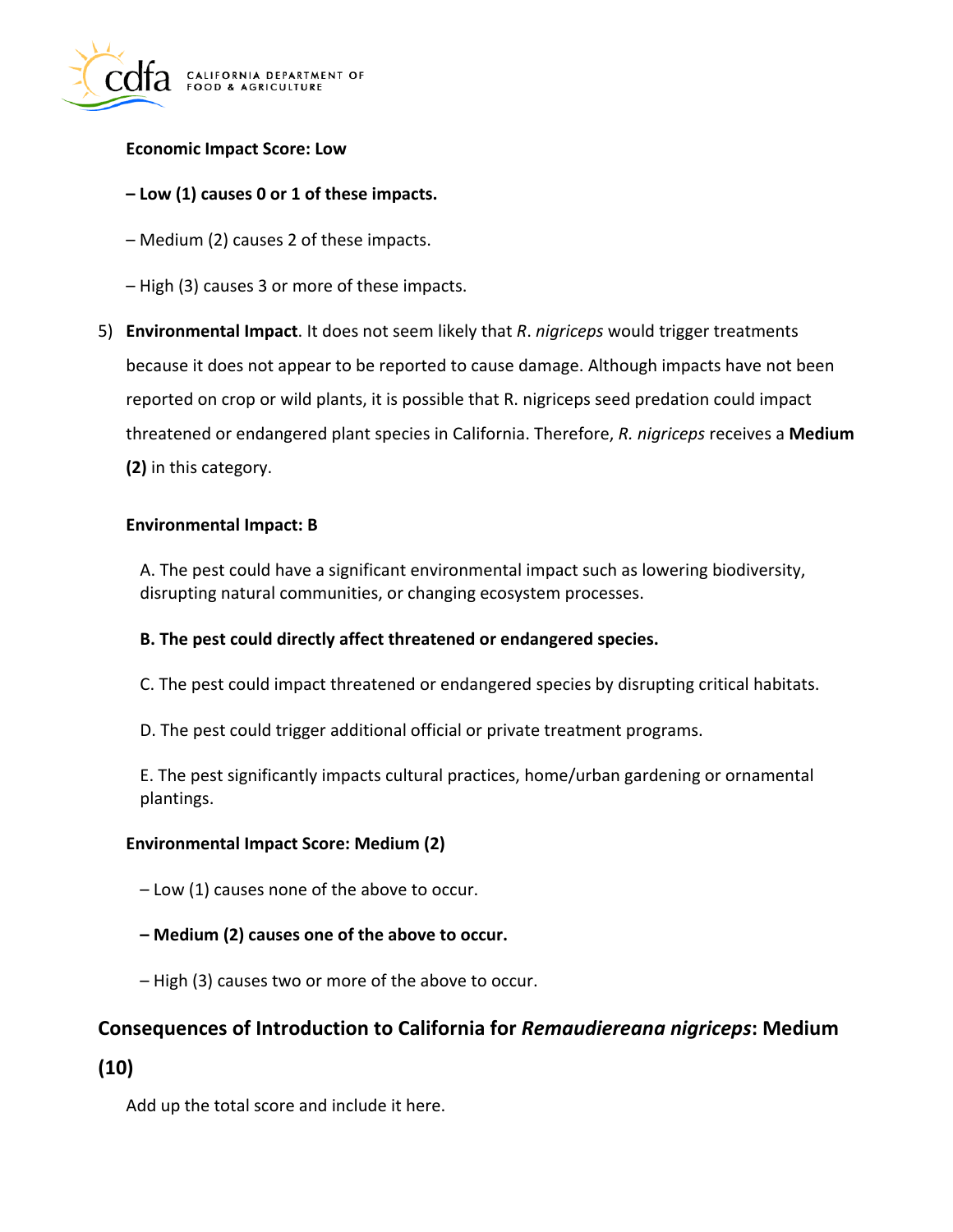**Economic Impact Score: Low**

**– Low (1) causes 0 or 1 of these impacts.**

– Medium (2) causes 2 of these impacts.

– High (3) causes 3 or more of these impacts.

5) **Environmental Impact**. It does not seem likely that *R. nigriceps* would trigger treatments because it does not appear to be reported to cause damage. Although impacts have not been reported on crop or wild plants, it is possible that R. nigriceps seed predation could impact threatened or endangered plant species in California. Therefore, *R. nigriceps* receives a **Medium (2)** in this category.

**Environmental Impact: B**

A. The pest could have a significant environmental impact such as lowering biodiversity, disrupting natural communities, or changing ecosystem processes.

**B. The pest could directly affect threatened or endangered species.**

C. The pest could impact threatened or endangered species by disrupting critical habitats.

D. The pest could trigger additional official or private treatment programs.

E. The pest significantly impacts cultural practices, home/urban gardening or ornamental plantings.

**Environmental Impact Score: Medium (2)**

– Low (1) causes none of the above to occur.

**– Medium (2) causes one of the above to occur.**

– High (3) causes two or more of the above to occur.

## Consequences of Introduction to California for *Remaudiereana nigriceps*: Medium (10)

Add up the total score and include it here.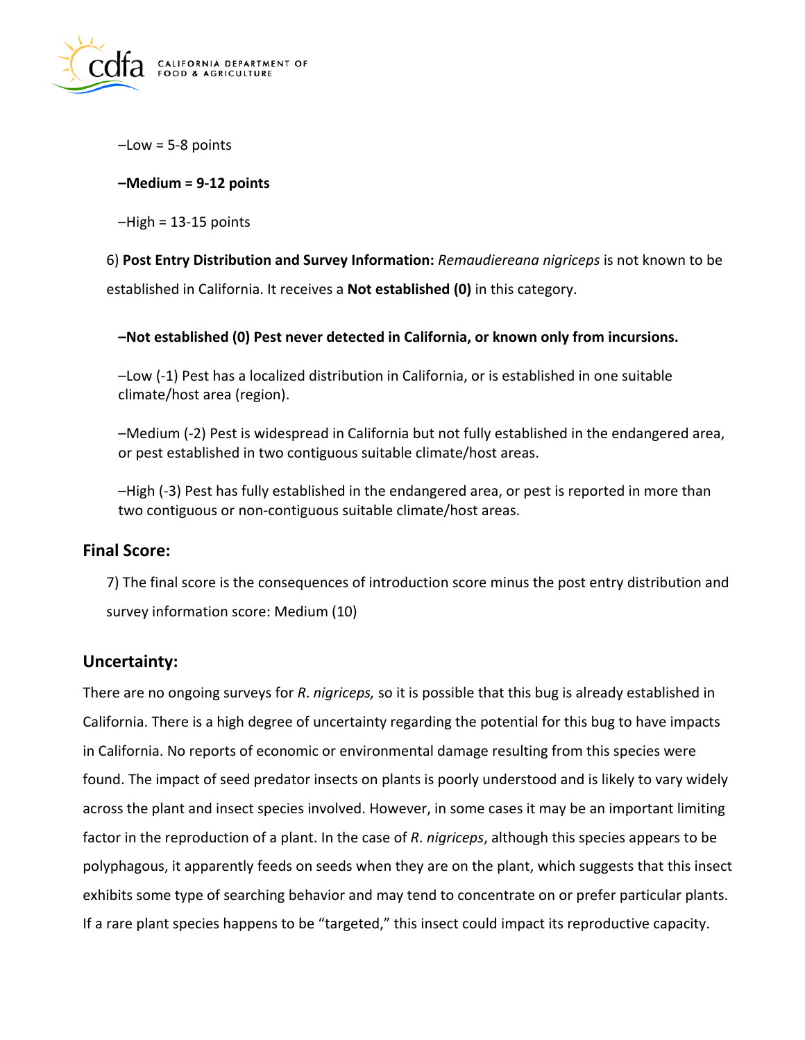–Low = 5-8 points

**–Medium = 9-12 points**

–High = 13-15 points

6) **Post Entry Distribution and Survey Information:** *Remaudiereana nigriceps* is not known to be established in California. It receives a **Not established (0)** in this category.

**–Not established (0) Pest never detected in California, or known only from incursions.**

–Low (-1) Pest has a localized distribution in California, or is established in one suitable climate/host area (region).

–Medium (-2) Pest is widespread in California but not fully established in the endangered area, or pest established in two contiguous suitable climate/host areas.

–High (-3) Pest has fully established in the endangered area, or pest is reported in more than two contiguous or non-contiguous suitable climate/host areas.

## Final Score:

7) The final score is the consequences of introduction score minus the post entry distribution and survey information score: Medium (10)

## Uncertainty:

There are no ongoing surveys for *R. nigriceps,* so it is possible that this bug is already established in California. There is a high degree of uncertainty regarding the potential for this bug to have impacts in California. No reports of economic or environmental damage resulting from this species were found. The impact of seed predator insects on plants is poorly understood and is likely to vary widely across the plant and insect species involved. However, in some cases it may be an important limiting factor in the reproduction of a plant. In the case of *R. nigriceps*, although this species appears to be polyphagous, it apparently feeds on seeds when they are on the plant, which suggests that this insect exhibits some type of searching behavior and may tend to concentrate on or prefer particular plants. If a rare plant species happens to be "targeted," this insect could impact its reproductive capacity.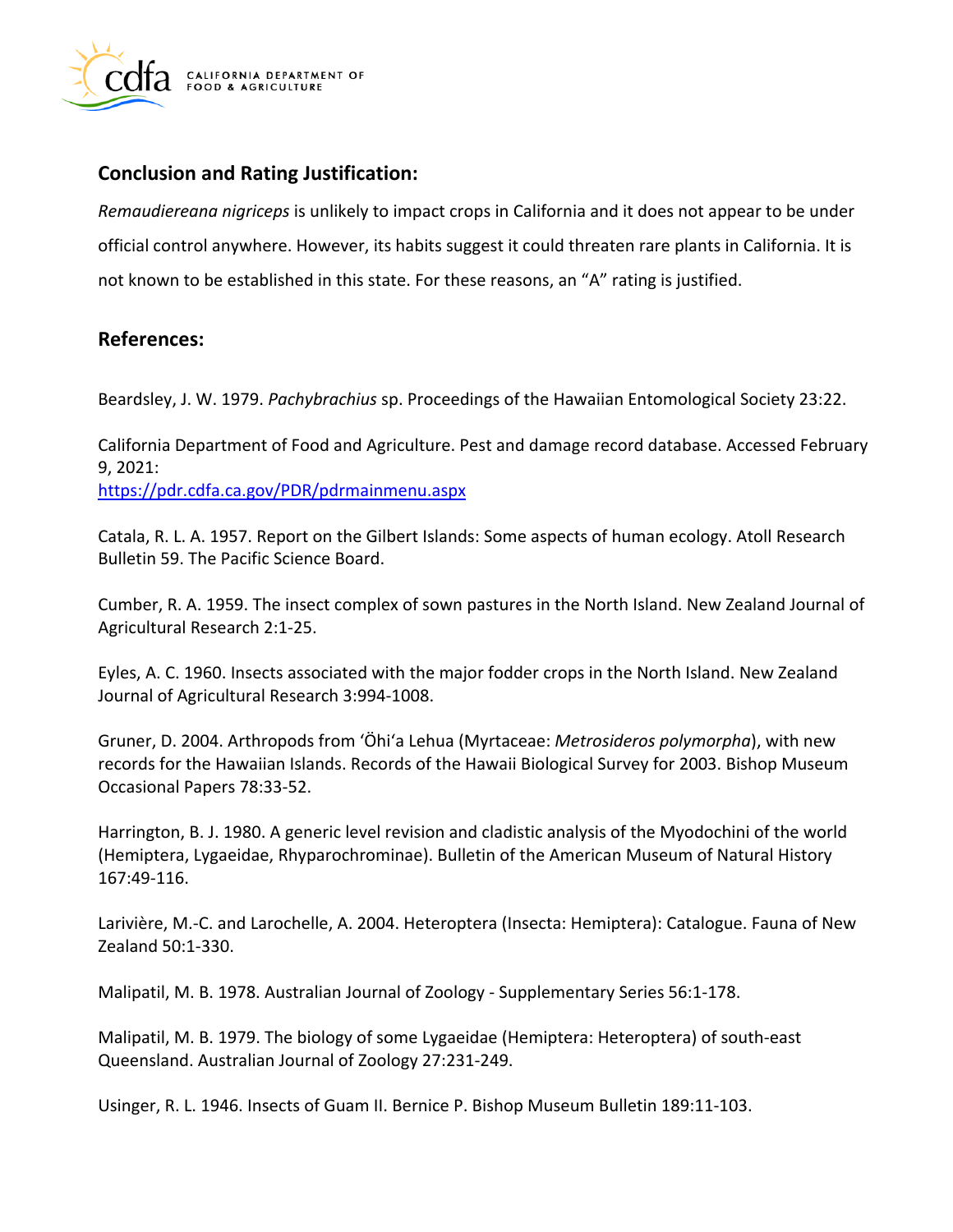## Conclusion and Rating Justification:

*Remaudiereana nigriceps* is unlikely to impact crops in California and it does not appear to be under official control anywhere. However, its habits suggest it could threaten rare plants in California. It is not known to be established in this state. For these reasons, an "A" rating is justified.

## References:

Beardsley, J. W. 1979. *Pachybrachius* sp. Proceedings of the Hawaiian Entomological Society 23:22.

California Department of Food and Agriculture. Pest and damage record database. Accessed February 9, 2021:
https://pdr.cdfa.ca.gov/PDR/pdrmainmenu.aspx

Catala, R. L. A. 1957. Report on the Gilbert Islands: Some aspects of human ecology. Atoll Research Bulletin 59. The Pacific Science Board.

Cumber, R. A. 1959. The insect complex of sown pastures in the North Island. New Zealand Journal of Agricultural Research 2:1-25.

Eyles, A. C. 1960. Insects associated with the major fodder crops in the North Island. New Zealand Journal of Agricultural Research 3:994-1008.

Gruner, D. 2004. Arthropods from ʻŌhiʻa Lehua (Myrtaceae: *Metrosideros polymorpha*), with new records for the Hawaiian Islands. Records of the Hawaii Biological Survey for 2003. Bishop Museum Occasional Papers 78:33-52.

Harrington, B. J. 1980. A generic level revision and cladistic analysis of the Myodochini of the world (Hemiptera, Lygaeidae, Rhyparochrominae). Bulletin of the American Museum of Natural History 167:49-116.

Larivière, M.-C. and Larochelle, A. 2004. Heteroptera (Insecta: Hemiptera): Catalogue. Fauna of New Zealand 50:1-330.

Malipatil, M. B. 1978. Australian Journal of Zoology - Supplementary Series 56:1-178.

Malipatil, M. B. 1979. The biology of some Lygaeidae (Hemiptera: Heteroptera) of south-east Queensland. Australian Journal of Zoology 27:231-249.

Usinger, R. L. 1946. Insects of Guam II. Bernice P. Bishop Museum Bulletin 189:11-103.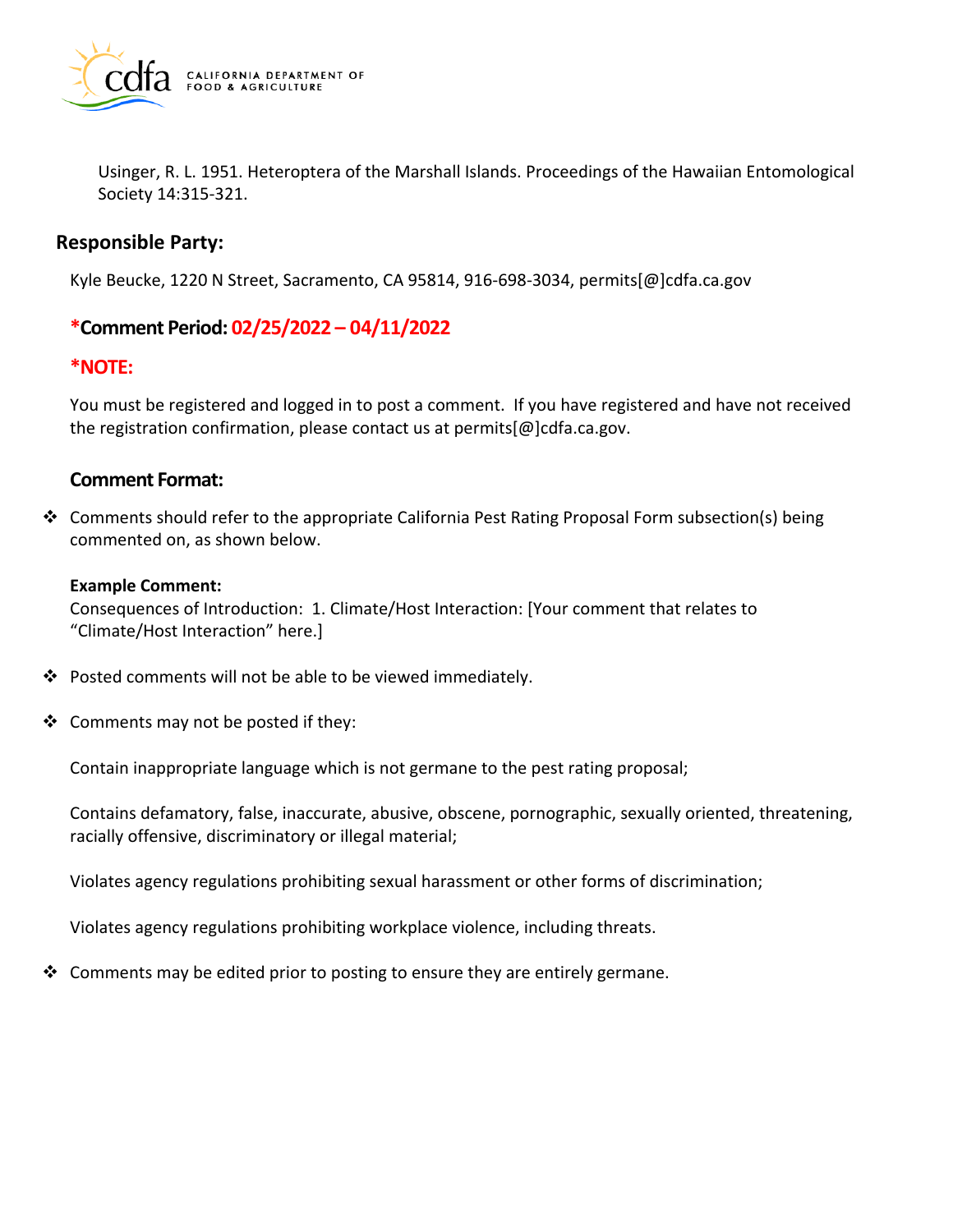Usinger, R. L. 1951. Heteroptera of the Marshall Islands. Proceedings of the Hawaiian Entomological Society 14:315-321.

## Responsible Party:

Kyle Beucke, 1220 N Street, Sacramento, CA 95814, 916-698-3034, permits[@]cdfa.ca.gov

### *Comment Period: 02/25/2022 – 04/11/2022

### *NOTE:

You must be registered and logged in to post a comment. If you have registered and have not received the registration confirmation, please contact us at permits[@]cdfa.ca.gov.

### Comment Format:

- Comments should refer to the appropriate California Pest Rating Proposal Form subsection(s) being commented on, as shown below.

  **Example Comment:**
  Consequences of Introduction: 1. Climate/Host Interaction: [Your comment that relates to "Climate/Host Interaction" here.]

- Posted comments will not be able to be viewed immediately.

- Comments may not be posted if they:

  Contain inappropriate language which is not germane to the pest rating proposal;

  Contains defamatory, false, inaccurate, abusive, obscene, pornographic, sexually oriented, threatening, racially offensive, discriminatory or illegal material;

  Violates agency regulations prohibiting sexual harassment or other forms of discrimination;

  Violates agency regulations prohibiting workplace violence, including threats.

- Comments may be edited prior to posting to ensure they are entirely germane.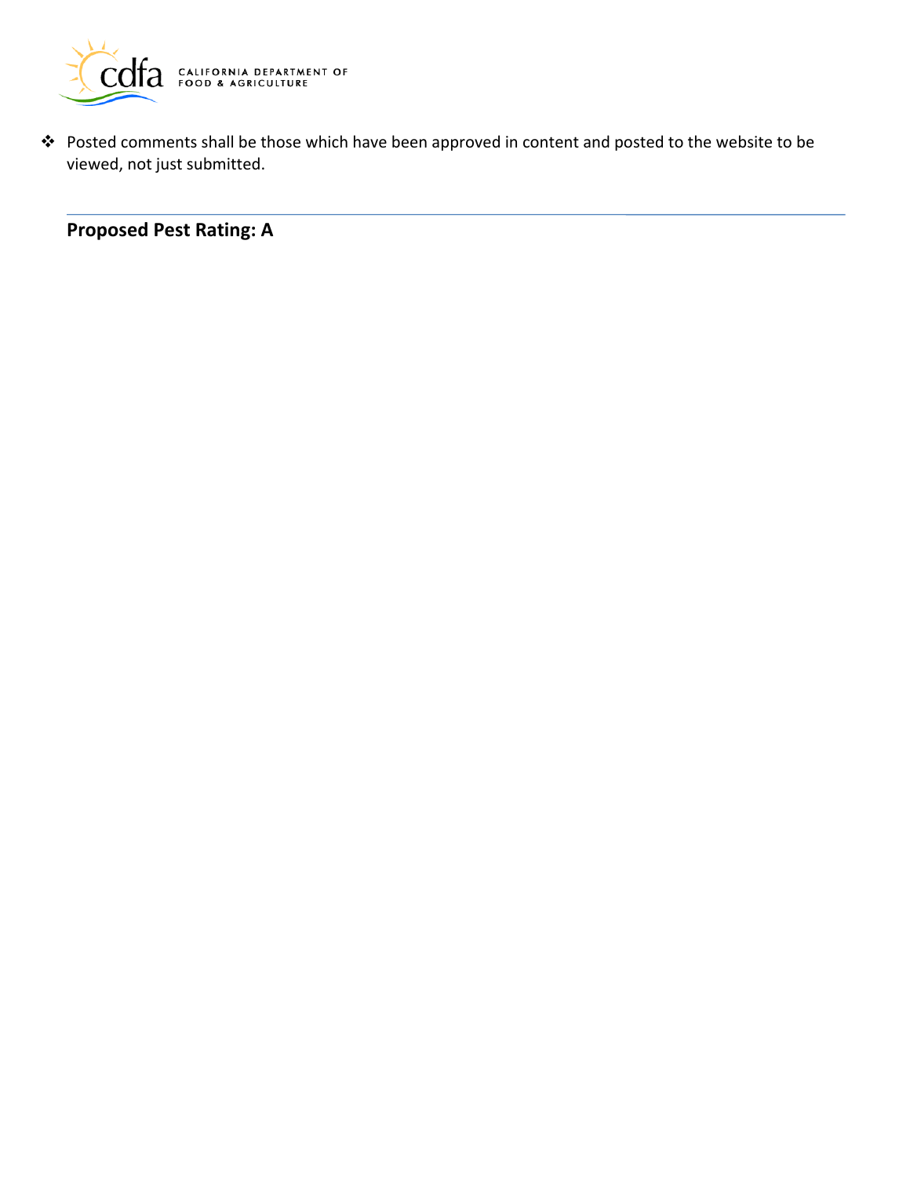- Posted comments shall be those which have been approved in content and posted to the website to be viewed, not just submitted.

---

**Proposed Pest Rating: A**